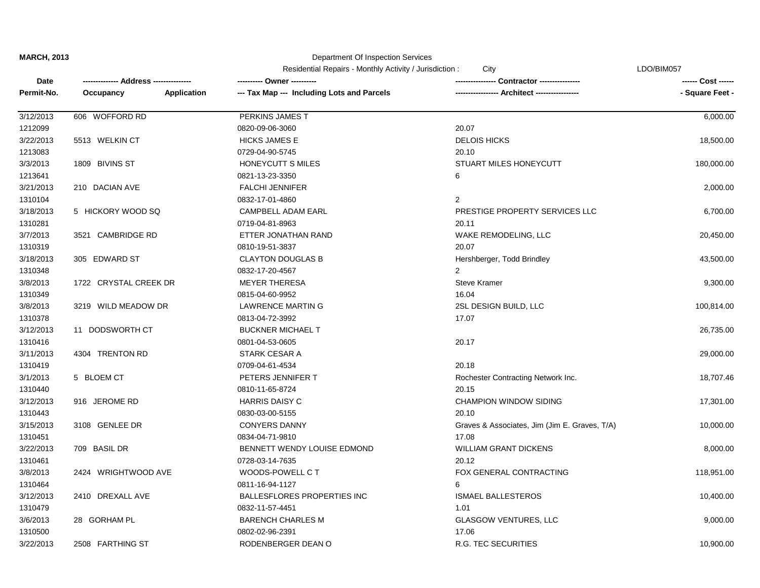**MARCH, 2013**

Department Of Inspection Services

Residential Repairs - Monthly Activity / Jurisdiction : City

LDO/BIM057

| Date<br>Permit-No. | ------------- Address --------------<br>Occupancy Application | ---------- Owner ----------<br>--- Tax Map --- Including Lots and Parcels | --------------- Contractor ---------------<br>---------------- Architect ---------------- | ------ Cost ------<br>- Square Feet - |
|---|---|---|---|---|
| 3/12/2013 | 606 WOFFORD RD | PERKINS JAMES T | | 6,000.00 |
| 1212099 | | 0820-09-06-3060 | 20.07 | |
| 3/22/2013 | 5513 WELKIN CT | HICKS JAMES E | DELOIS HICKS | 18,500.00 |
| 1213083 | | 0729-04-90-5745 | 20.10 | |
| 3/3/2013 | 1809 BIVINS ST | HONEYCUTT S MILES | STUART MILES HONEYCUTT | 180,000.00 |
| 1213641 | | 0821-13-23-3350 | 6 | |
| 3/21/2013 | 210 DACIAN AVE | FALCHI JENNIFER | | 2,000.00 |
| 1310104 | | 0832-17-01-4860 | 2 | |
| 3/18/2013 | 5 HICKORY WOOD SQ | CAMPBELL ADAM EARL | PRESTIGE PROPERTY SERVICES LLC | 6,700.00 |
| 1310281 | | 0719-04-81-8963 | 20.11 | |
| 3/7/2013 | 3521 CAMBRIDGE RD | ETTER JONATHAN RAND | WAKE REMODELING, LLC | 20,450.00 |
| 1310319 | | 0810-19-51-3837 | 20.07 | |
| 3/18/2013 | 305 EDWARD ST | CLAYTON DOUGLAS B | Hershberger, Todd Brindley | 43,500.00 |
| 1310348 | | 0832-17-20-4567 | 2 | |
| 3/8/2013 | 1722 CRYSTAL CREEK DR | MEYER THERESA | Steve Kramer | 9,300.00 |
| 1310349 | | 0815-04-60-9952 | 16.04 | |
| 3/8/2013 | 3219 WILD MEADOW DR | LAWRENCE MARTIN G | 2SL DESIGN BUILD, LLC | 100,814.00 |
| 1310378 | | 0813-04-72-3992 | 17.07 | |
| 3/12/2013 | 11 DODSWORTH CT | BUCKNER MICHAEL T | | 26,735.00 |
| 1310416 | | 0801-04-53-0605 | 20.17 | |
| 3/11/2013 | 4304 TRENTON RD | STARK CESAR A | | 29,000.00 |
| 1310419 | | 0709-04-61-4534 | 20.18 | |
| 3/1/2013 | 5 BLOEM CT | PETERS JENNIFER T | Rochester Contracting Network Inc. | 18,707.46 |
| 1310440 | | 0810-11-65-8724 | 20.15 | |
| 3/12/2013 | 916 JEROME RD | HARRIS DAISY C | CHAMPION WINDOW SIDING | 17,301.00 |
| 1310443 | | 0830-03-00-5155 | 20.10 | |
| 3/15/2013 | 3108 GENLEE DR | CONYERS DANNY | Graves & Associates, Jim (Jim E. Graves, T/A) | 10,000.00 |
| 1310451 | | 0834-04-71-9810 | 17.08 | |
| 3/22/2013 | 709 BASIL DR | BENNETT WENDY LOUISE EDMOND | WILLIAM GRANT DICKENS | 8,000.00 |
| 1310461 | | 0728-03-14-7635 | 20.12 | |
| 3/8/2013 | 2424 WRIGHTWOOD AVE | WOODS-POWELL C T | FOX GENERAL CONTRACTING | 118,951.00 |
| 1310464 | | 0811-16-94-1127 | 6 | |
| 3/12/2013 | 2410 DREXALL AVE | BALLESFLORES PROPERTIES INC | ISMAEL BALLESTEROS | 10,400.00 |
| 1310479 | | 0832-11-57-4451 | 1.01 | |
| 3/6/2013 | 28 GORHAM PL | BARENCH CHARLES M | GLASGOW VENTURES, LLC | 9,000.00 |
| 1310500 | | 0802-02-96-2391 | 17.06 | |
| 3/22/2013 | 2508 FARTHING ST | RODENBERGER DEAN O | R.G. TEC SECURITIES | 10,900.00 |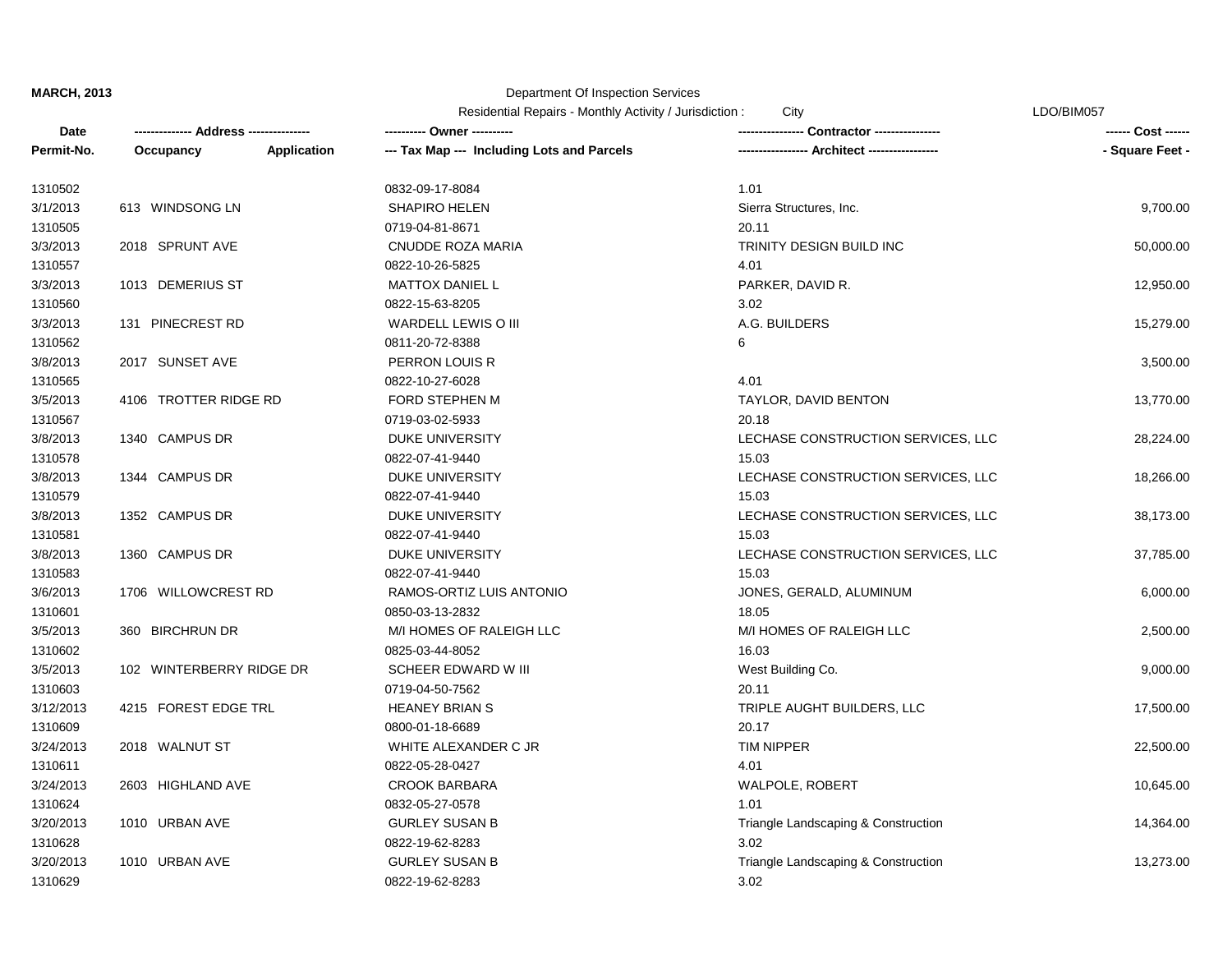| Date<br>Permit-No. | -------------- Address --------------<br>Occupancy Application | ---------- Owner ----------<br>--- Tax Map --- Including Lots and Parcels | ---------------- Contractor ----------------<br>----------------- Architect ----------------- | ------ Cost ------<br>- Square Feet - |
|---|---|---|---|---|
| 1310502 | | 0832-09-17-8084 | 1.01 | |
| 3/1/2013 | 613 WINDSONG LN | SHAPIRO HELEN | Sierra Structures, Inc. | 9,700.00 |
| 1310505 | | 0719-04-81-8671 | 20.11 | |
| 3/3/2013 | 2018 SPRUNT AVE | CNUDDE ROZA MARIA | TRINITY DESIGN BUILD INC | 50,000.00 |
| 1310557 | | 0822-10-26-5825 | 4.01 | |
| 3/3/2013 | 1013 DEMERIUS ST | MATTOX DANIEL L | PARKER, DAVID R. | 12,950.00 |
| 1310560 | | 0822-15-63-8205 | 3.02 | |
| 3/3/2013 | 131 PINECREST RD | WARDELL LEWIS O III | A.G. BUILDERS | 15,279.00 |
| 1310562 | | 0811-20-72-8388 | 6 | |
| 3/8/2013 | 2017 SUNSET AVE | PERRON LOUIS R | | 3,500.00 |
| 1310565 | | 0822-10-27-6028 | 4.01 | |
| 3/5/2013 | 4106 TROTTER RIDGE RD | FORD STEPHEN M | TAYLOR, DAVID BENTON | 13,770.00 |
| 1310567 | | 0719-03-02-5933 | 20.18 | |
| 3/8/2013 | 1340 CAMPUS DR | DUKE UNIVERSITY | LECHASE CONSTRUCTION SERVICES, LLC | 28,224.00 |
| 1310578 | | 0822-07-41-9440 | 15.03 | |
| 3/8/2013 | 1344 CAMPUS DR | DUKE UNIVERSITY | LECHASE CONSTRUCTION SERVICES, LLC | 18,266.00 |
| 1310579 | | 0822-07-41-9440 | 15.03 | |
| 3/8/2013 | 1352 CAMPUS DR | DUKE UNIVERSITY | LECHASE CONSTRUCTION SERVICES, LLC | 38,173.00 |
| 1310581 | | 0822-07-41-9440 | 15.03 | |
| 3/8/2013 | 1360 CAMPUS DR | DUKE UNIVERSITY | LECHASE CONSTRUCTION SERVICES, LLC | 37,785.00 |
| 1310583 | | 0822-07-41-9440 | 15.03 | |
| 3/6/2013 | 1706 WILLOWCREST RD | RAMOS-ORTIZ LUIS ANTONIO | JONES, GERALD, ALUMINUM | 6,000.00 |
| 1310601 | | 0850-03-13-2832 | 18.05 | |
| 3/5/2013 | 360 BIRCHRUN DR | M/I HOMES OF RALEIGH LLC | M/I HOMES OF RALEIGH LLC | 2,500.00 |
| 1310602 | | 0825-03-44-8052 | 16.03 | |
| 3/5/2013 | 102 WINTERBERRY RIDGE DR | SCHEER EDWARD W III | West Building Co. | 9,000.00 |
| 1310603 | | 0719-04-50-7562 | 20.11 | |
| 3/12/2013 | 4215 FOREST EDGE TRL | HEANEY BRIAN S | TRIPLE AUGHT BUILDERS, LLC | 17,500.00 |
| 1310609 | | 0800-01-18-6689 | 20.17 | |
| 3/24/2013 | 2018 WALNUT ST | WHITE ALEXANDER C JR | TIM NIPPER | 22,500.00 |
| 1310611 | | 0822-05-28-0427 | 4.01 | |
| 3/24/2013 | 2603 HIGHLAND AVE | CROOK BARBARA | WALPOLE, ROBERT | 10,645.00 |
| 1310624 | | 0832-05-27-0578 | 1.01 | |
| 3/20/2013 | 1010 URBAN AVE | GURLEY SUSAN B | Triangle Landscaping & Construction | 14,364.00 |
| 1310628 | | 0822-19-62-8283 | 3.02 | |
| 3/20/2013 | 1010 URBAN AVE | GURLEY SUSAN B | Triangle Landscaping & Construction | 13,273.00 |
| 1310629 | | 0822-19-62-8283 | 3.02 | |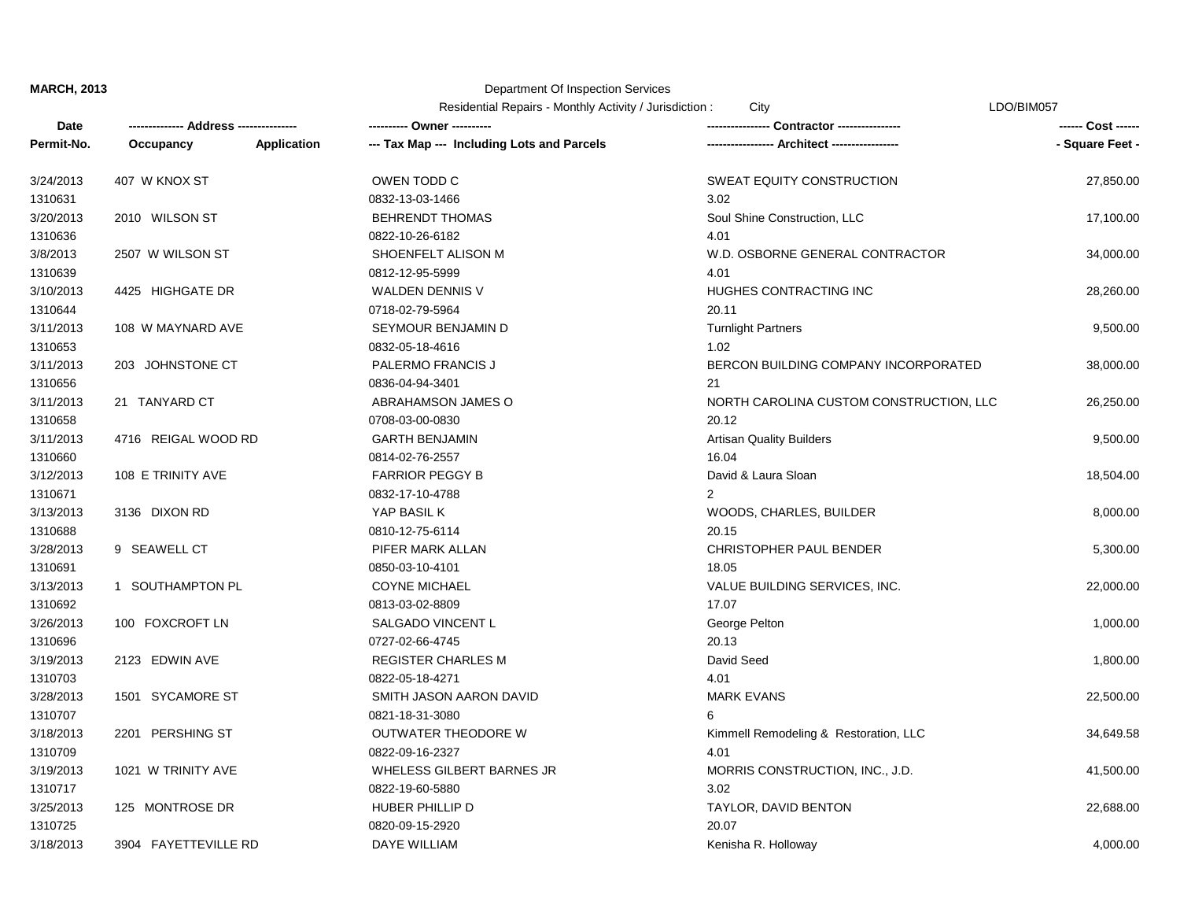**MARCH, 2013**

Department Of Inspection Services

Residential Repairs - Monthly Activity / Jurisdiction : City

LDO/BIM057

| Date / Permit-No. | Address / Occupancy / Application | Owner / Tax Map (Including Lots and Parcels) | Contractor / Architect | Cost / Square Feet |
|---|---|---|---|---|
| 3/24/2013<br>1310631 | 407 W KNOX ST | OWEN TODD C<br>0832-13-03-1466 | SWEAT EQUITY CONSTRUCTION<br>3.02 | 27,850.00 |
| 3/20/2013<br>1310636 | 2010 WILSON ST | BEHRENDT THOMAS<br>0822-10-26-6182 | Soul Shine Construction, LLC<br>4.01 | 17,100.00 |
| 3/8/2013<br>1310639 | 2507 W WILSON ST | SHOENFELT ALISON M<br>0812-12-95-5999 | W.D. OSBORNE GENERAL CONTRACTOR<br>4.01 | 34,000.00 |
| 3/10/2013<br>1310644 | 4425 HIGHGATE DR | WALDEN DENNIS V<br>0718-02-79-5964 | HUGHES CONTRACTING INC<br>20.11 | 28,260.00 |
| 3/11/2013<br>1310653 | 108 W MAYNARD AVE | SEYMOUR BENJAMIN D<br>0832-05-18-4616 | Turnlight Partners<br>1.02 | 9,500.00 |
| 3/11/2013<br>1310656 | 203 JOHNSTONE CT | PALERMO FRANCIS J<br>0836-04-94-3401 | BERCON BUILDING COMPANY INCORPORATED<br>21 | 38,000.00 |
| 3/11/2013<br>1310658 | 21 TANYARD CT | ABRAHAMSON JAMES O<br>0708-03-00-0830 | NORTH CAROLINA CUSTOM CONSTRUCTION, LLC<br>20.12 | 26,250.00 |
| 3/11/2013<br>1310660 | 4716 REIGAL WOOD RD | GARTH BENJAMIN<br>0814-02-76-2557 | Artisan Quality Builders<br>16.04 | 9,500.00 |
| 3/12/2013<br>1310671 | 108 E TRINITY AVE | FARRIOR PEGGY B<br>0832-17-10-4788 | David & Laura Sloan<br>2 | 18,504.00 |
| 3/13/2013<br>1310688 | 3136 DIXON RD | YAP BASIL K<br>0810-12-75-6114 | WOODS, CHARLES, BUILDER<br>20.15 | 8,000.00 |
| 3/28/2013<br>1310691 | 9 SEAWELL CT | PIFER MARK ALLAN<br>0850-03-10-4101 | CHRISTOPHER PAUL BENDER<br>18.05 | 5,300.00 |
| 3/13/2013<br>1310692 | 1 SOUTHAMPTON PL | COYNE MICHAEL<br>0813-03-02-8809 | VALUE BUILDING SERVICES, INC.<br>17.07 | 22,000.00 |
| 3/26/2013<br>1310696 | 100 FOXCROFT LN | SALGADO VINCENT L<br>0727-02-66-4745 | George Pelton<br>20.13 | 1,000.00 |
| 3/19/2013<br>1310703 | 2123 EDWIN AVE | REGISTER CHARLES M<br>0822-05-18-4271 | David Seed<br>4.01 | 1,800.00 |
| 3/28/2013<br>1310707 | 1501 SYCAMORE ST | SMITH JASON AARON DAVID<br>0821-18-31-3080 | MARK EVANS<br>6 | 22,500.00 |
| 3/18/2013<br>1310709 | 2201 PERSHING ST | OUTWATER THEODORE W<br>0822-09-16-2327 | Kimmell Remodeling & Restoration, LLC<br>4.01 | 34,649.58 |
| 3/19/2013<br>1310717 | 1021 W TRINITY AVE | WHELESS GILBERT BARNES JR<br>0822-19-60-5880 | MORRIS CONSTRUCTION, INC., J.D.<br>3.02 | 41,500.00 |
| 3/25/2013<br>1310725 | 125 MONTROSE DR | HUBER PHILLIP D<br>0820-09-15-2920 | TAYLOR, DAVID BENTON<br>20.07 | 22,688.00 |
| 3/18/2013 | 3904 FAYETTEVILLE RD | DAYE WILLIAM | Kenisha R. Holloway | 4,000.00 |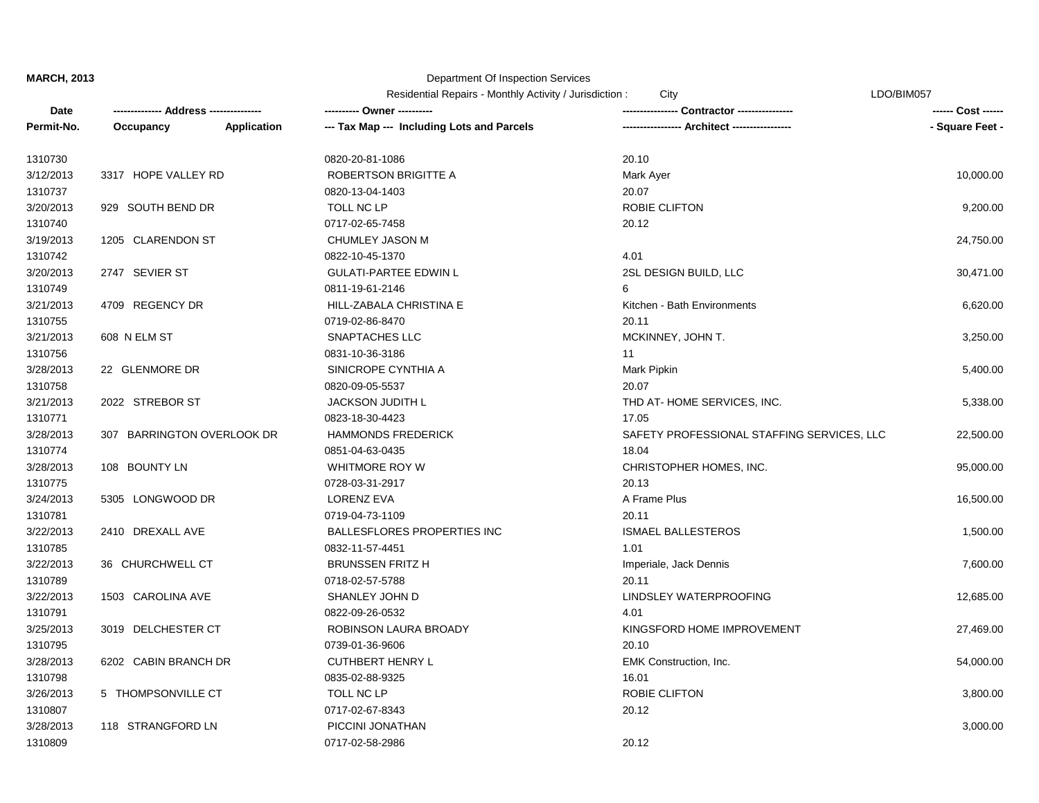**MARCH, 2013**

Department Of Inspection Services

Residential Repairs - Monthly Activity / Jurisdiction : City LDO/BIM057

| Date / Permit-No. | Address / Occupancy / Application | Owner / Tax Map --- Including Lots and Parcels | Contractor / Architect | Cost / Square Feet |
|---|---|---|---|---|
| 1310730 | | 0820-20-81-1086 | 20.10 | |
| 3/12/2013 | 3317 HOPE VALLEY RD | ROBERTSON BRIGITTE A | Mark Ayer | 10,000.00 |
| 1310737 | | 0820-13-04-1403 | 20.07 | |
| 3/20/2013 | 929 SOUTH BEND DR | TOLL NC LP | ROBIE CLIFTON | 9,200.00 |
| 1310740 | | 0717-02-65-7458 | 20.12 | |
| 3/19/2013 | 1205 CLARENDON ST | CHUMLEY JASON M | | 24,750.00 |
| 1310742 | | 0822-10-45-1370 | 4.01 | |
| 3/20/2013 | 2747 SEVIER ST | GULATI-PARTEE EDWIN L | 2SL DESIGN BUILD, LLC | 30,471.00 |
| 1310749 | | 0811-19-61-2146 | 6 | |
| 3/21/2013 | 4709 REGENCY DR | HILL-ZABALA CHRISTINA E | Kitchen - Bath Environments | 6,620.00 |
| 1310755 | | 0719-02-86-8470 | 20.11 | |
| 3/21/2013 | 608 N ELM ST | SNAPTACHES LLC | MCKINNEY, JOHN T. | 3,250.00 |
| 1310756 | | 0831-10-36-3186 | 11 | |
| 3/28/2013 | 22 GLENMORE DR | SINICROPE CYNTHIA A | Mark Pipkin | 5,400.00 |
| 1310758 | | 0820-09-05-5537 | 20.07 | |
| 3/21/2013 | 2022 STREBOR ST | JACKSON JUDITH L | THD AT- HOME SERVICES, INC. | 5,338.00 |
| 1310771 | | 0823-18-30-4423 | 17.05 | |
| 3/28/2013 | 307 BARRINGTON OVERLOOK DR | HAMMONDS FREDERICK | SAFETY PROFESSIONAL STAFFING SERVICES, LLC | 22,500.00 |
| 1310774 | | 0851-04-63-0435 | 18.04 | |
| 3/28/2013 | 108 BOUNTY LN | WHITMORE ROY W | CHRISTOPHER HOMES, INC. | 95,000.00 |
| 1310775 | | 0728-03-31-2917 | 20.13 | |
| 3/24/2013 | 5305 LONGWOOD DR | LORENZ EVA | A Frame Plus | 16,500.00 |
| 1310781 | | 0719-04-73-1109 | 20.11 | |
| 3/22/2013 | 2410 DREXALL AVE | BALLESFLORES PROPERTIES INC | ISMAEL BALLESTEROS | 1,500.00 |
| 1310785 | | 0832-11-57-4451 | 1.01 | |
| 3/22/2013 | 36 CHURCHWELL CT | BRUNSSEN FRITZ H | Imperiale, Jack Dennis | 7,600.00 |
| 1310789 | | 0718-02-57-5788 | 20.11 | |
| 3/22/2013 | 1503 CAROLINA AVE | SHANLEY JOHN D | LINDSLEY WATERPROOFING | 12,685.00 |
| 1310791 | | 0822-09-26-0532 | 4.01 | |
| 3/25/2013 | 3019 DELCHESTER CT | ROBINSON LAURA BROADY | KINGSFORD HOME IMPROVEMENT | 27,469.00 |
| 1310795 | | 0739-01-36-9606 | 20.10 | |
| 3/28/2013 | 6202 CABIN BRANCH DR | CUTHBERT HENRY L | EMK Construction, Inc. | 54,000.00 |
| 1310798 | | 0835-02-88-9325 | 16.01 | |
| 3/26/2013 | 5 THOMPSONVILLE CT | TOLL NC LP | ROBIE CLIFTON | 3,800.00 |
| 1310807 | | 0717-02-67-8343 | 20.12 | |
| 3/28/2013 | 118 STRANGFORD LN | PICCINI JONATHAN | | 3,000.00 |
| 1310809 | | 0717-02-58-2986 | 20.12 | |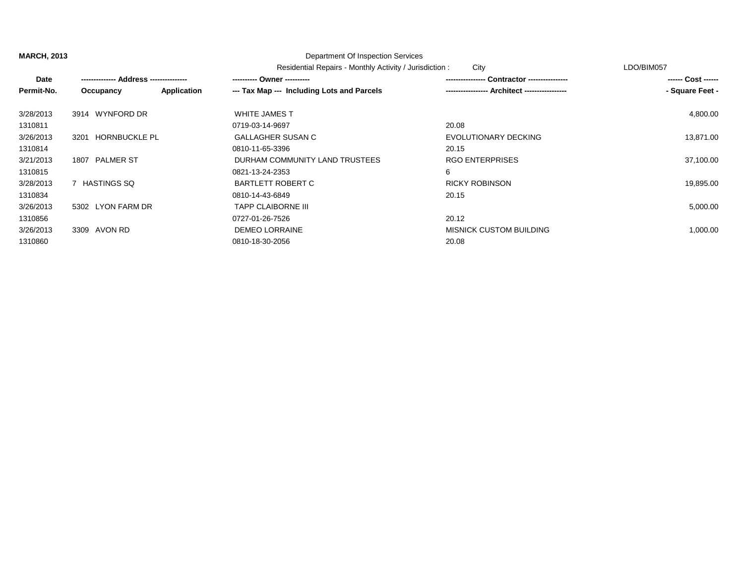**MARCH, 2013**

Department Of Inspection Services

Residential Repairs - Monthly Activity / Jurisdiction : City

LDO/BIM057

| Date<br>Permit-No. | -------------- Address --------------<br>Occupancy Application | ---------- Owner ----------<br>--- Tax Map --- Including Lots and Parcels | ---------------- Contractor ----------------<br>----------------- Architect ----------------- | ------ Cost ------<br>- Square Feet - |
|---|---|---|---|---|
| 3/28/2013 | 3914 WYNFORD DR | WHITE JAMES T | | 4,800.00 |
| 1310811 | | 0719-03-14-9697 | 20.08 | |
| 3/26/2013 | 3201 HORNBUCKLE PL | GALLAGHER SUSAN C | EVOLUTIONARY DECKING | 13,871.00 |
| 1310814 | | 0810-11-65-3396 | 20.15 | |
| 3/21/2013 | 1807 PALMER ST | DURHAM COMMUNITY LAND TRUSTEES | RGO ENTERPRISES | 37,100.00 |
| 1310815 | | 0821-13-24-2353 | 6 | |
| 3/28/2013 | 7 HASTINGS SQ | BARTLETT ROBERT C | RICKY ROBINSON | 19,895.00 |
| 1310834 | | 0810-14-43-6849 | 20.15 | |
| 3/26/2013 | 5302 LYON FARM DR | TAPP CLAIBORNE III | | 5,000.00 |
| 1310856 | | 0727-01-26-7526 | 20.12 | |
| 3/26/2013 | 3309 AVON RD | DEMEO LORRAINE | MISNICK CUSTOM BUILDING | 1,000.00 |
| 1310860 | | 0810-18-30-2056 | 20.08 | |